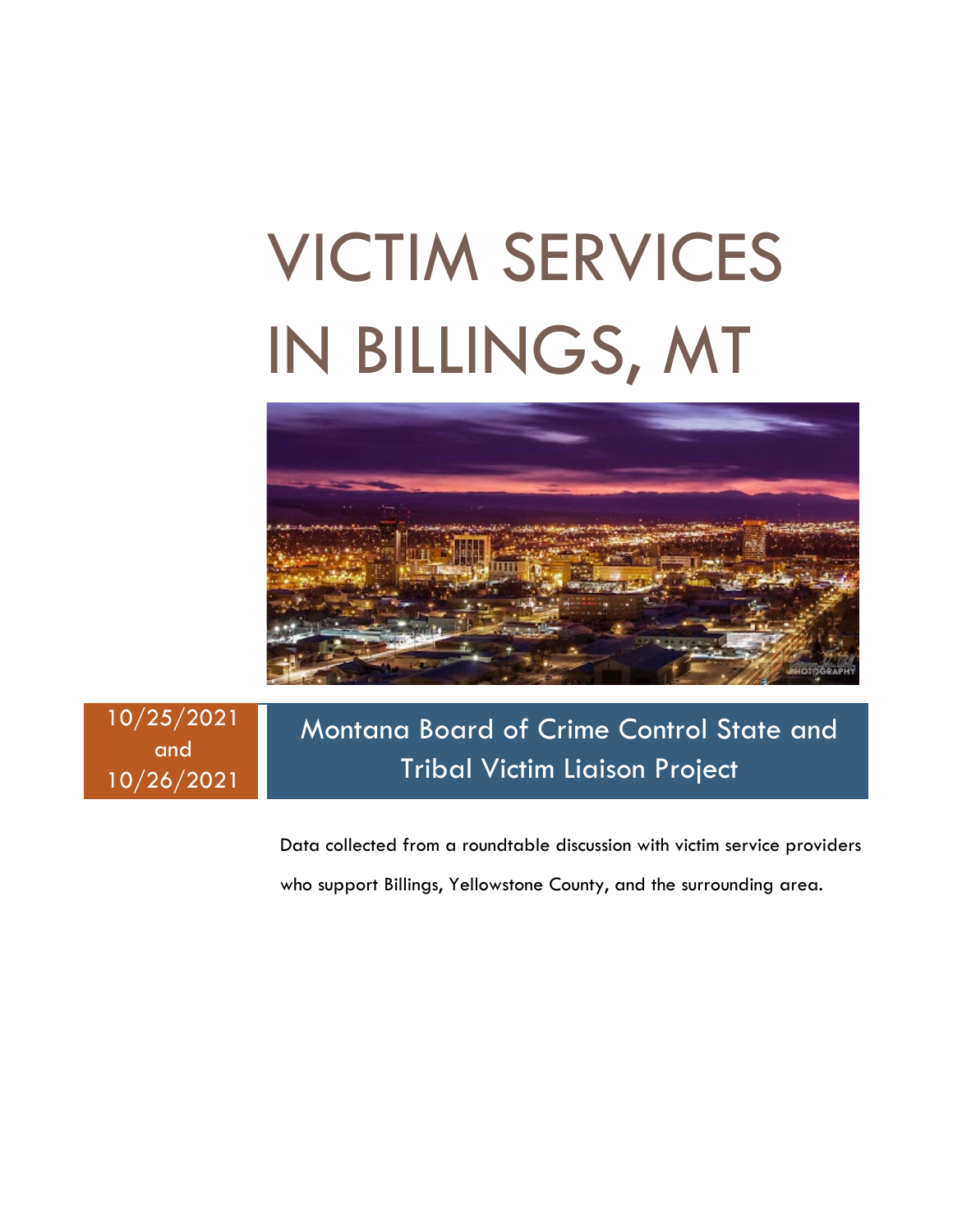# VICTIM SERVICES IN BILLINGS, MT

10/25/2021 and 10/26/2021

## Montana Board of Crime Control State and Tribal Victim Liaison Project

Data collected from a roundtable discussion with victim service providers who support Billings, Yellowstone County, and the surrounding area.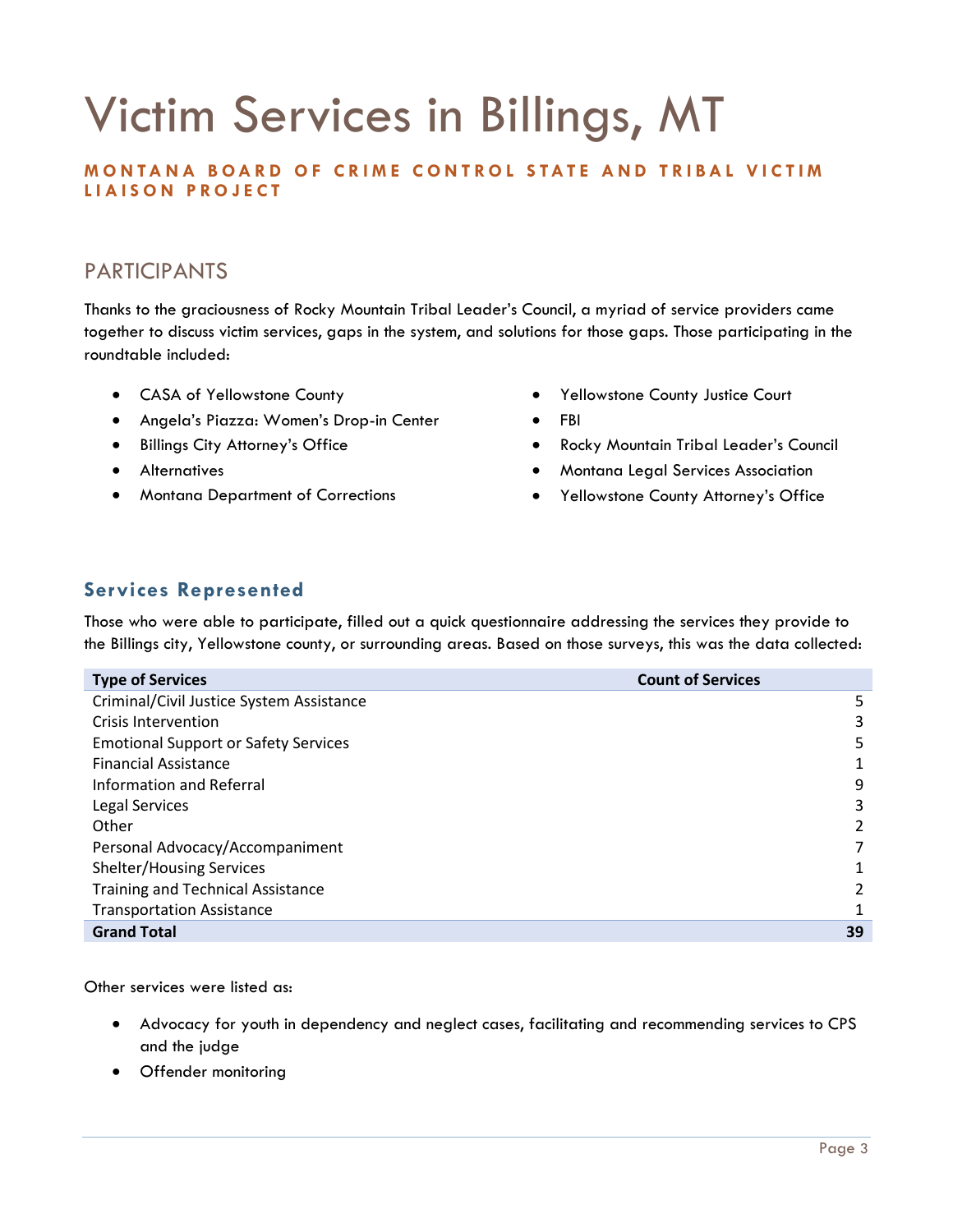# Victim Services in Billings, MT

**MONTANA BOARD OF CRIME CONTROL STATE AND TRIBAL VICTIM LIAISON PROJECT**

## PARTICIPANTS

Thanks to the graciousness of Rocky Mountain Tribal Leader's Council, a myriad of service providers came together to discuss victim services, gaps in the system, and solutions for those gaps. Those participating in the roundtable included:

- CASA of Yellowstone County
- Angela's Piazza: Women's Drop-in Center
- Billings City Attorney's Office
- Alternatives
- Montana Department of Corrections
- Yellowstone County Justice Court
- FBI
- Rocky Mountain Tribal Leader's Council
- Montana Legal Services Association
- Yellowstone County Attorney's Office

### Services Represented

Those who were able to participate, filled out a quick questionnaire addressing the services they provide to the Billings city, Yellowstone county, or surrounding areas. Based on those surveys, this was the data collected:

| Type of Services | Count of Services |
|---|---|
| Criminal/Civil Justice System Assistance | 5 |
| Crisis Intervention | 3 |
| Emotional Support or Safety Services | 5 |
| Financial Assistance | 1 |
| Information and Referral | 9 |
| Legal Services | 3 |
| Other | 2 |
| Personal Advocacy/Accompaniment | 7 |
| Shelter/Housing Services | 1 |
| Training and Technical Assistance | 2 |
| Transportation Assistance | 1 |
| **Grand Total** | **39** |

Other services were listed as:

- Advocacy for youth in dependency and neglect cases, facilitating and recommending services to CPS and the judge
- Offender monitoring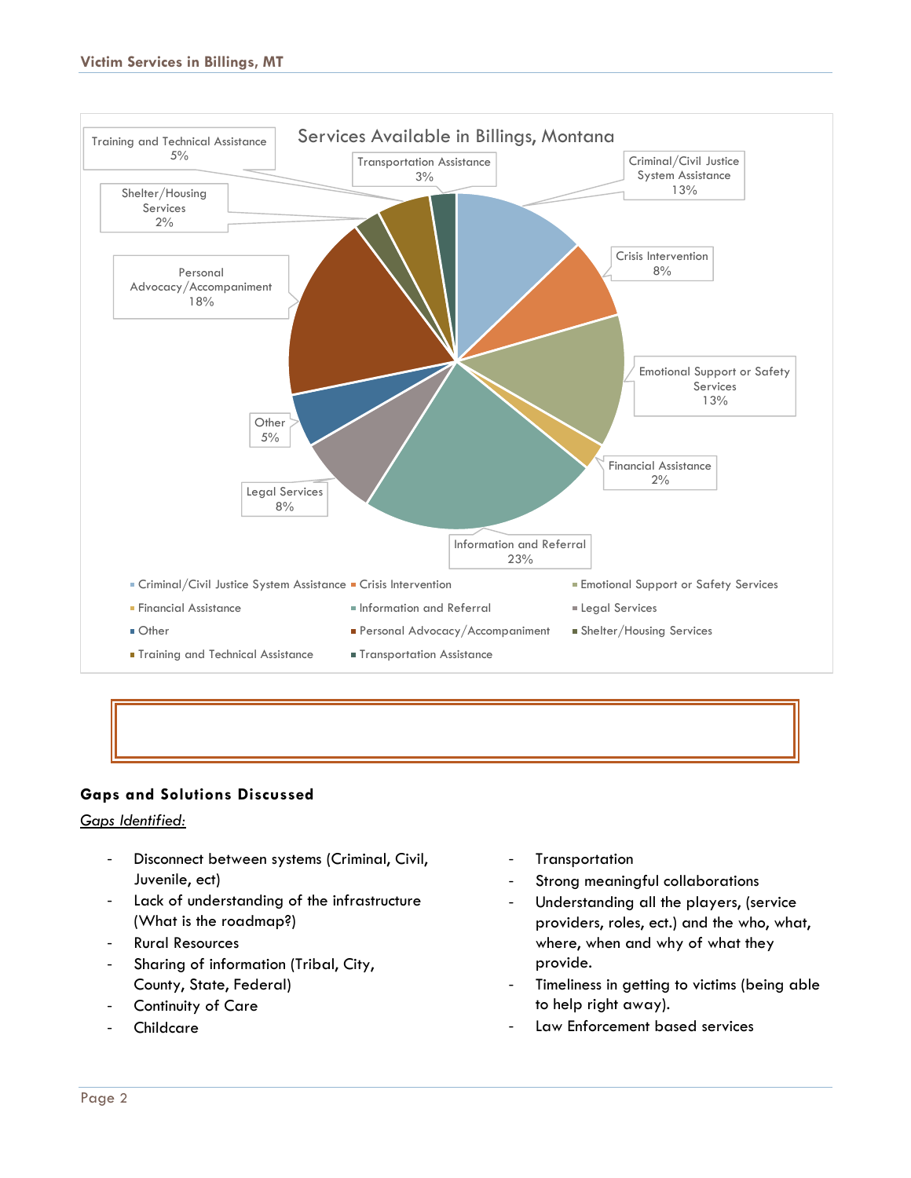**Services Available in Billings, Montana**

| Service | Percentage |
|---|---|
| Criminal/Civil Justice System Assistance | 13% |
| Crisis Intervention | 8% |
| Emotional Support or Safety Services | 13% |
| Financial Assistance | 2% |
| Information and Referral | 23% |
| Legal Services | 8% |
| Other | 5% |
| Personal Advocacy/Accompaniment | 18% |
| Shelter/Housing Services | 2% |
| Training and Technical Assistance | 5% |
| Transportation Assistance | 3% |

### Gaps and Solutions Discussed

*Gaps Identified:*

- Disconnect between systems (Criminal, Civil, Juvenile, ect)
- Lack of understanding of the infrastructure (What is the roadmap?)
- Rural Resources
- Sharing of information (Tribal, City, County, State, Federal)
- Continuity of Care
- Childcare
- Transportation
- Strong meaningful collaborations
- Understanding all the players, (service providers, roles, ect.) and the who, what, where, when and why of what they provide.
- Timeliness in getting to victims (being able to help right away).
- Law Enforcement based services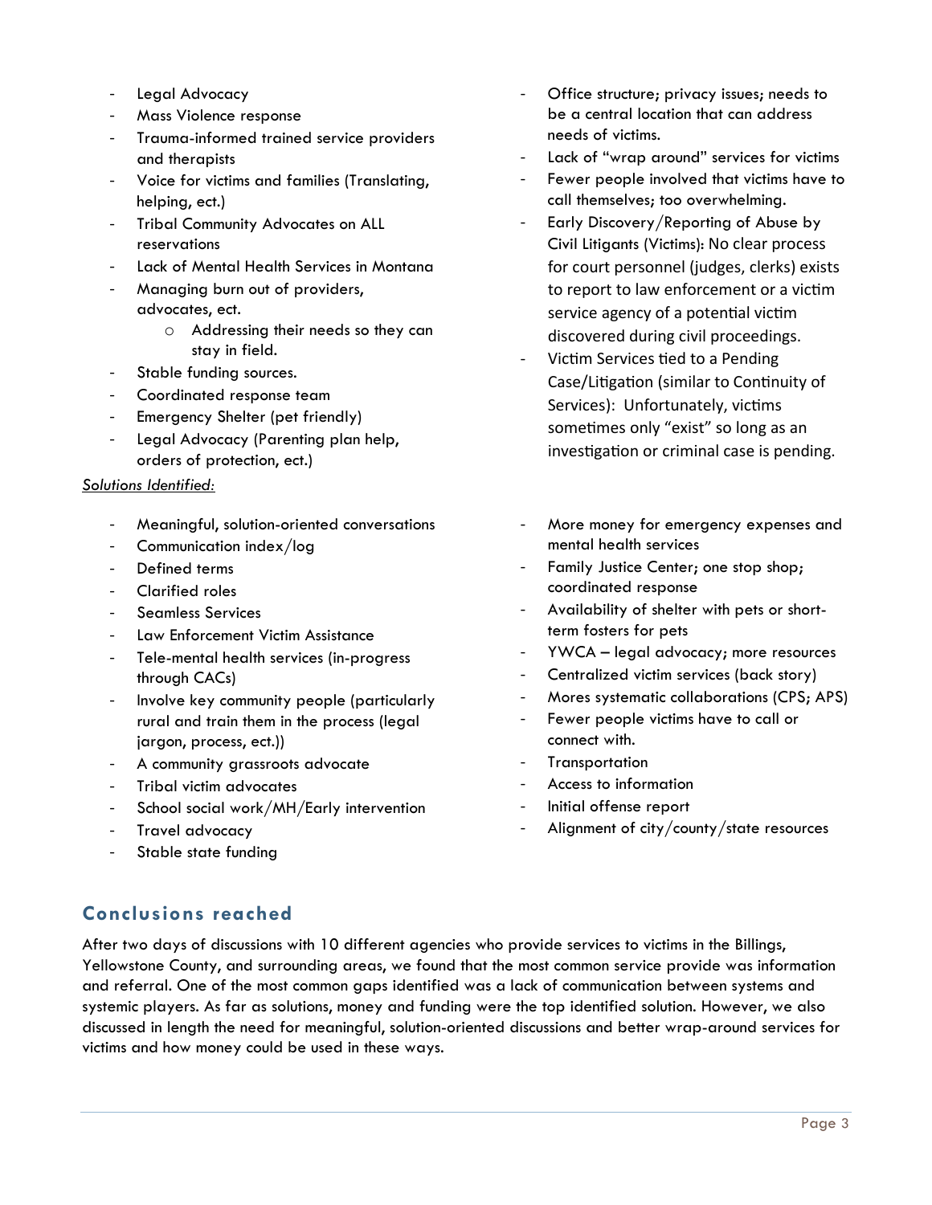- Legal Advocacy
- Mass Violence response
- Trauma-informed trained service providers and therapists
- Voice for victims and families (Translating, helping, ect.)
- Tribal Community Advocates on ALL reservations
- Lack of Mental Health Services in Montana
- Managing burn out of providers, advocates, ect.
    - Addressing their needs so they can stay in field.
- Stable funding sources.
- Coordinated response team
- Emergency Shelter (pet friendly)
- Legal Advocacy (Parenting plan help, orders of protection, ect.)
- Office structure; privacy issues; needs to be a central location that can address needs of victims.
- Lack of "wrap around" services for victims
- Fewer people involved that victims have to call themselves; too overwhelming.
- Early Discovery/Reporting of Abuse by Civil Litigants (Victims): No clear process for court personnel (judges, clerks) exists to report to law enforcement or a victim service agency of a potential victim discovered during civil proceedings.
- Victim Services tied to a Pending Case/Litigation (similar to Continuity of Services): Unfortunately, victims sometimes only "exist" so long as an investigation or criminal case is pending.

*Solutions Identified:*

- Meaningful, solution-oriented conversations
- Communication index/log
- Defined terms
- Clarified roles
- Seamless Services
- Law Enforcement Victim Assistance
- Tele-mental health services (in-progress through CACs)
- Involve key community people (particularly rural and train them in the process (legal jargon, process, ect.))
- A community grassroots advocate
- Tribal victim advocates
- School social work/MH/Early intervention
- Travel advocacy
- Stable state funding
- More money for emergency expenses and mental health services
- Family Justice Center; one stop shop; coordinated response
- Availability of shelter with pets or short-term fosters for pets
- YWCA – legal advocacy; more resources
- Centralized victim services (back story)
- Mores systematic collaborations (CPS; APS)
- Fewer people victims have to call or connect with.
- Transportation
- Access to information
- Initial offense report
- Alignment of city/county/state resources

## Conclusions reached

After two days of discussions with 10 different agencies who provide services to victims in the Billings, Yellowstone County, and surrounding areas, we found that the most common service provide was information and referral. One of the most common gaps identified was a lack of communication between systems and systemic players. As far as solutions, money and funding were the top identified solution. However, we also discussed in length the need for meaningful, solution-oriented discussions and better wrap-around services for victims and how money could be used in these ways.